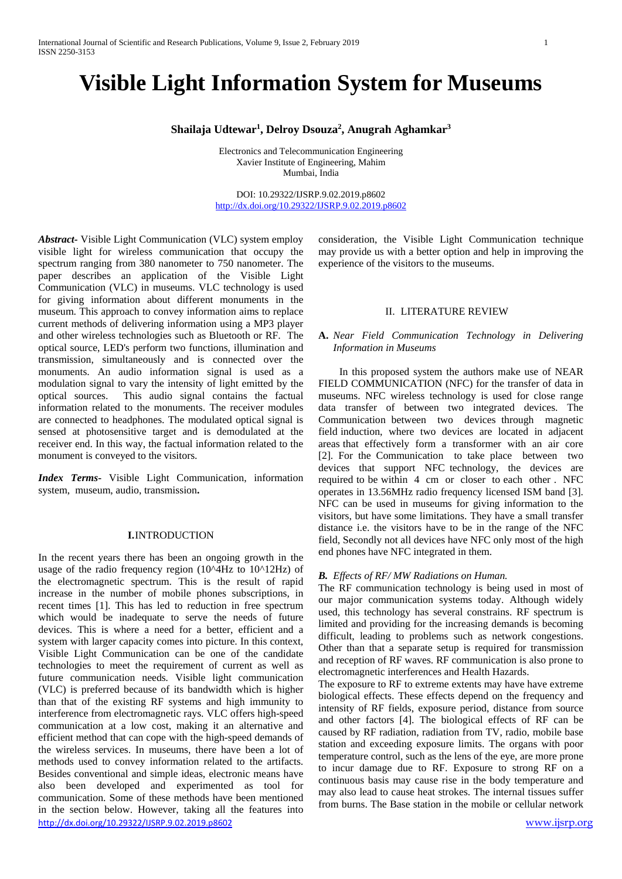# Visible Light Information System for Museums

**Shailaja Udtewar[1], Delroy Dsouza[2], Anugrah Aghamkar[3]**

Electronics and Telecommunication Engineering
Xavier Institute of Engineering, Mahim
Mumbai, India

DOI: 10.29322/IJSRP.9.02.2019.p8602
http://dx.doi.org/10.29322/IJSRP.9.02.2019.p8602

***Abstract-*** Visible Light Communication (VLC) system employ visible light for wireless communication that occupy the spectrum ranging from 380 nanometer to 750 nanometer. The paper describes an application of the Visible Light Communication (VLC) in museums. VLC technology is used for giving information about different monuments in the museum. This approach to convey information aims to replace current methods of delivering information using a MP3 player and other wireless technologies such as Bluetooth or RF. The optical source, LED's perform two functions, illumination and transmission, simultaneously and is connected over the monuments. An audio information signal is used as a modulation signal to vary the intensity of light emitted by the optical sources. This audio signal contains the factual information related to the monuments. The receiver modules are connected to headphones. The modulated optical signal is sensed at photosensitive target and is demodulated at the receiver end. In this way, the factual information related to the monument is conveyed to the visitors.

***Index Terms-*** Visible Light Communication, information system, museum, audio, transmission**.**

## I. INTRODUCTION

In the recent years there has been an ongoing growth in the usage of the radio frequency region (10^4Hz to 10^12Hz) of the electromagnetic spectrum. This is the result of rapid increase in the number of mobile phones subscriptions, in recent times [1]. This has led to reduction in free spectrum which would be inadequate to serve the needs of future devices. This is where a need for a better, efficient and a system with larger capacity comes into picture. In this context, Visible Light Communication can be one of the candidate technologies to meet the requirement of current as well as future communication needs. Visible light communication (VLC) is preferred because of its bandwidth which is higher than that of the existing RF systems and high immunity to interference from electromagnetic rays. VLC offers high-speed communication at a low cost, making it an alternative and efficient method that can cope with the high-speed demands of the wireless services. In museums, there have been a lot of methods used to convey information related to the artifacts. Besides conventional and simple ideas, electronic means have also been developed and experimented as tool for communication. Some of these methods have been mentioned in the section below. However, taking all the features into consideration, the Visible Light Communication technique may provide us with a better option and help in improving the experience of the visitors to the museums.

## II. LITERATURE REVIEW

### A. *Near Field Communication Technology in Delivering Information in Museums*

In this proposed system the authors make use of NEAR FIELD COMMUNICATION (NFC) for the transfer of data in museums. NFC wireless technology is used for close range data transfer of between two integrated devices. The Communication between two devices through magnetic field induction, where two devices are located in adjacent areas that effectively form a transformer with an air core [2]. For the Communication to take place between two devices that support NFC technology, the devices are required to be within 4 cm or closer to each other . NFC operates in 13.56MHz radio frequency licensed ISM band [3]. NFC can be used in museums for giving information to the visitors, but have some limitations. They have a small transfer distance i.e. the visitors have to be in the range of the NFC field, Secondly not all devices have NFC only most of the high end phones have NFC integrated in them.

### *B. Effects of RF/ MW Radiations on Human.*

The RF communication technology is being used in most of our major communication systems today. Although widely used, this technology has several constrains. RF spectrum is limited and providing for the increasing demands is becoming difficult, leading to problems such as network congestions. Other than that a separate setup is required for transmission and reception of RF waves. RF communication is also prone to electromagnetic interferences and Health Hazards.

The exposure to RF to extreme extents may have have extreme biological effects. These effects depend on the frequency and intensity of RF fields, exposure period, distance from source and other factors [4]. The biological effects of RF can be caused by RF radiation, radiation from TV, radio, mobile base station and exceeding exposure limits. The organs with poor temperature control, such as the lens of the eye, are more prone to incur damage due to RF. Exposure to strong RF on a continuous basis may cause rise in the body temperature and may also lead to cause heat strokes. The internal tissues suffer from burns. The Base station in the mobile or cellular network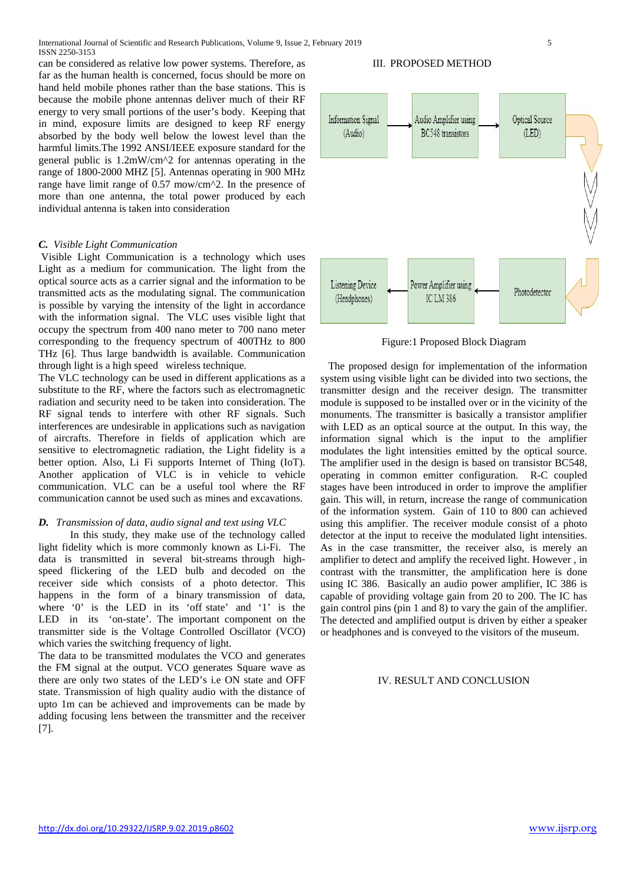can be considered as relative low power systems. Therefore, as far as the human health is concerned, focus should be more on hand held mobile phones rather than the base stations. This is because the mobile phone antennas deliver much of their RF energy to very small portions of the user's body. Keeping that in mind, exposure limits are designed to keep RF energy absorbed by the body well below the lowest level than the harmful limits.The 1992 ANSI/IEEE exposure standard for the general public is 1.2mW/cm^2 for antennas operating in the range of 1800-2000 MHZ [5]. Antennas operating in 900 MHz range have limit range of 0.57 mow/cm^2. In the presence of more than one antenna, the total power produced by each individual antenna is taken into consideration

### *C. Visible Light Communication*

Visible Light Communication is a technology which uses Light as a medium for communication. The light from the optical source acts as a carrier signal and the information to be transmitted acts as the modulating signal. The communication is possible by varying the intensity of the light in accordance with the information signal. The VLC uses visible light that occupy the spectrum from 400 nano meter to 700 nano meter corresponding to the frequency spectrum of 400THz to 800 THz [6]. Thus large bandwidth is available. Communication through light is a high speed wireless technique.

The VLC technology can be used in different applications as a substitute to the RF, where the factors such as electromagnetic radiation and security need to be taken into consideration. The RF signal tends to interfere with other RF signals. Such interferences are undesirable in applications such as navigation of aircrafts. Therefore in fields of application which are sensitive to electromagnetic radiation, the Light fidelity is a better option. Also, Li Fi supports Internet of Thing (IoT). Another application of VLC is in vehicle to vehicle communication. VLC can be a useful tool where the RF communication cannot be used such as mines and excavations.

### *D. Transmission of data, audio signal and text using VLC*

In this study, they make use of the technology called light fidelity which is more commonly known as Li-Fi. The data is transmitted in several bit-streams through high-speed flickering of the LED bulb and decoded on the receiver side which consists of a photo detector. This happens in the form of a binary transmission of data, where '0' is the LED in its 'off state' and '1' is the LED in its 'on-state'. The important component on the transmitter side is the Voltage Controlled Oscillator (VCO) which varies the switching frequency of light.

The data to be transmitted modulates the VCO and generates the FM signal at the output. VCO generates Square wave as there are only two states of the LED's i.e ON state and OFF state. Transmission of high quality audio with the distance of upto 1m can be achieved and improvements can be made by adding focusing lens between the transmitter and the receiver [7].

## III. PROPOSED METHOD

Information Signal (Audio) → Audio Amplifier using BC548 transistors → Optical Source (LED) → Photodetector → Power Amplifier using IC LM 386 → Listening Device (Headphones)

Figure:1 Proposed Block Diagram

The proposed design for implementation of the information system using visible light can be divided into two sections, the transmitter design and the receiver design. The transmitter module is supposed to be installed over or in the vicinity of the monuments. The transmitter is basically a transistor amplifier with LED as an optical source at the output. In this way, the information signal which is the input to the amplifier modulates the light intensities emitted by the optical source. The amplifier used in the design is based on transistor BC548, operating in common emitter configuration. R-C coupled stages have been introduced in order to improve the amplifier gain. This will, in return, increase the range of communication of the information system. Gain of 110 to 800 can achieved using this amplifier. The receiver module consist of a photo detector at the input to receive the modulated light intensities. As in the case transmitter, the receiver also, is merely an amplifier to detect and amplify the received light. However , in contrast with the transmitter, the amplification here is done using IC 386. Basically an audio power amplifier, IC 386 is capable of providing voltage gain from 20 to 200. The IC has gain control pins (pin 1 and 8) to vary the gain of the amplifier. The detected and amplified output is driven by either a speaker or headphones and is conveyed to the visitors of the museum.

## IV. RESULT AND CONCLUSION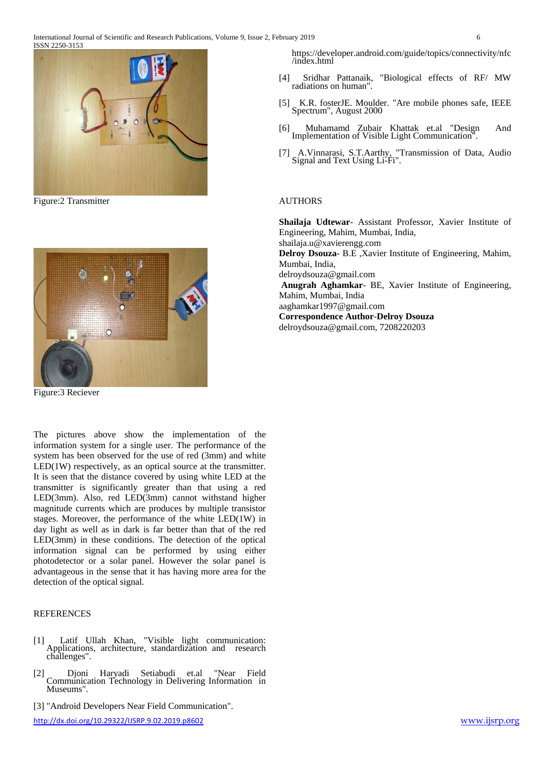Figure:2 Transmitter

Figure:3 Reciever

The pictures above show the implementation of the information system for a single user. The performance of the system has been observed for the use of red (3mm) and white LED(1W) respectively, as an optical source at the transmitter. It is seen that the distance covered by using white LED at the transmitter is significantly greater than that using a red LED(3mm). Also, red LED(3mm) cannot withstand higher magnitude currents which are produces by multiple transistor stages. Moreover, the performance of the white LED(1W) in day light as well as in dark is far better than that of the red LED(3mm) in these conditions. The detection of the optical information signal can be performed by using either photodetector or a solar panel. However the solar panel is advantageous in the sense that it has having more area for the detection of the optical signal.

## REFERENCES

[1] Latif Ullah Khan, "Visible light communication: Applications, architecture, standardization and research challenges".

[2] Djoni Haryadi Setiabudi et.al "Near Field Communication Technology in Delivering Information in Museums".

[3] "Android Developers Near Field Communication". https://developer.android.com/guide/topics/connectivity/nfc/index.html

[4] Sridhar Pattanaik, "Biological effects of RF/ MW radiations on human".

[5] K.R. fosterJE. Moulder. "Are mobile phones safe, IEEE Spectrum", August 2000

[6] Muhamamd Zubair Khattak et.al "Design And Implementation of Visible Light Communication".

[7] A.Vinnarasi, S.T.Aarthy, "Transmission of Data, Audio Signal and Text Using Li-Fi".

## AUTHORS

**Shailaja Udtewar**- Assistant Professor, Xavier Institute of Engineering, Mahim, Mumbai, India,
shailaja.u@xavierengg.com

**Delroy Dsouza**- B.E ,Xavier Institute of Engineering, Mahim, Mumbai, India,
delroydsouza@gmail.com

**Anugrah Aghamkar**- BE, Xavier Institute of Engineering, Mahim, Mumbai, India
aaghamkar1997@gmail.com

**Correspondence Author-Delroy Dsouza**
delroydsouza@gmail.com, 7208220203